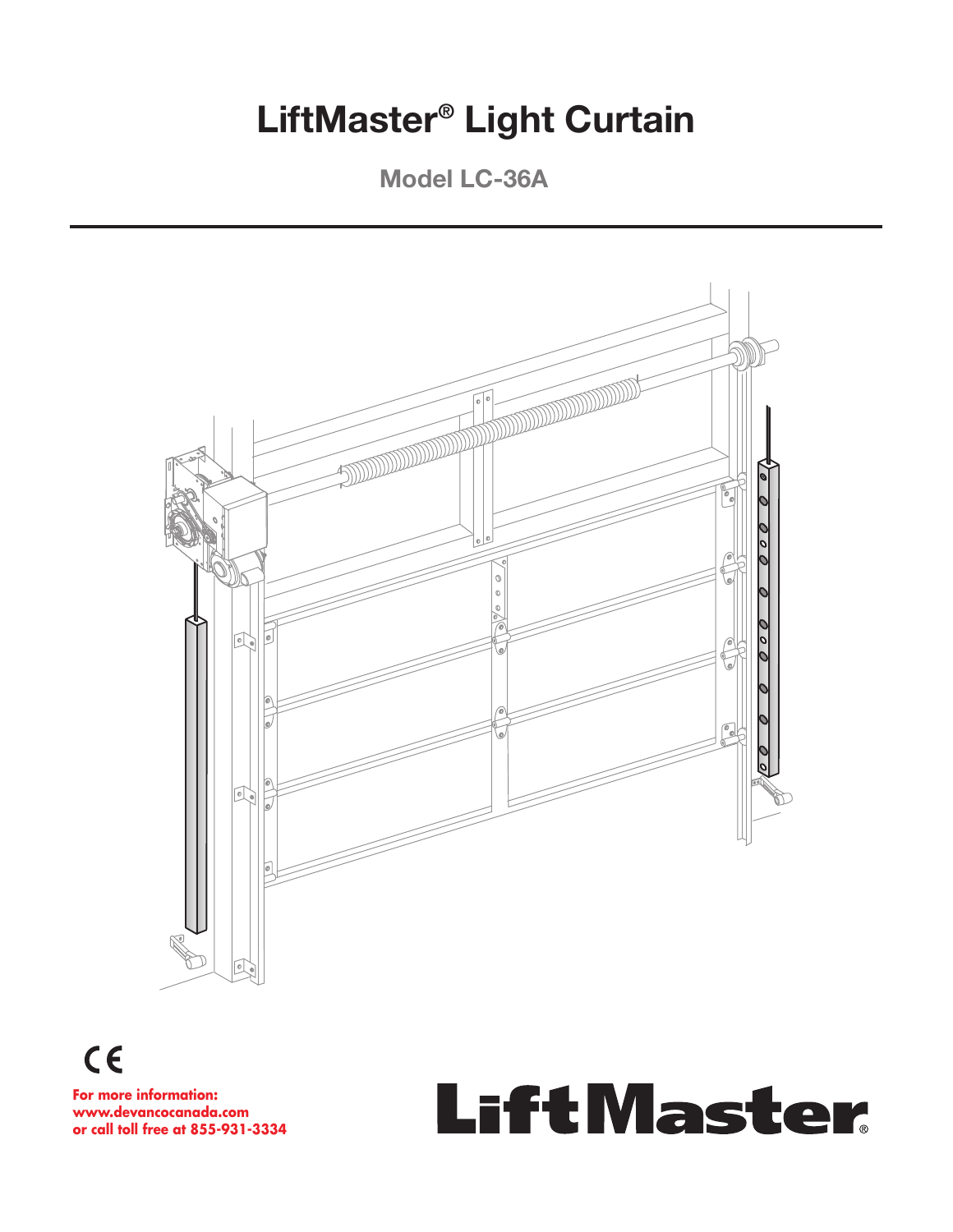# LiftMaster® Light Curtain

## Model LC-36A

CE

**For more information:**
**www.devancocanada.com**
**or call toll free at 855-931-3334**

LiftMaster®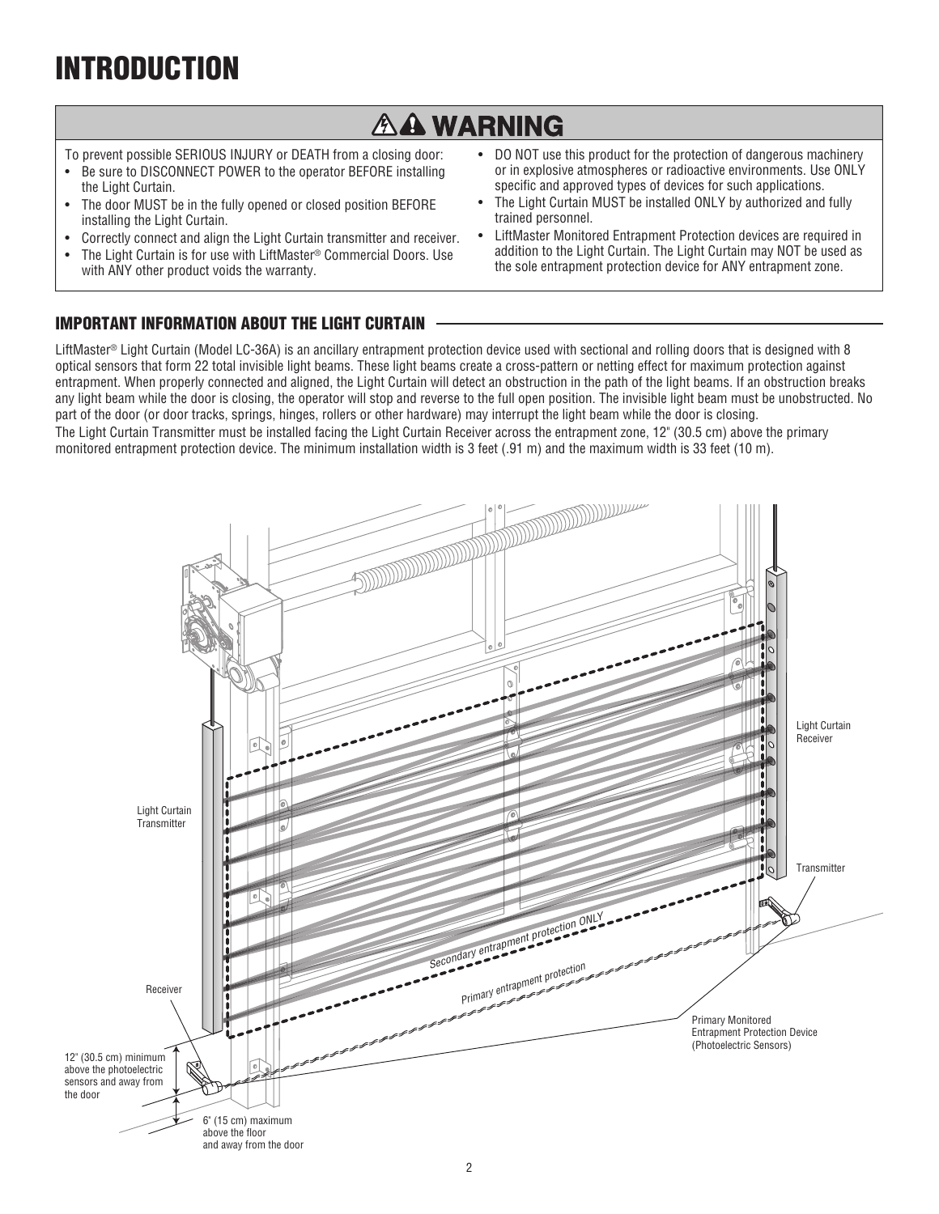# INTRODUCTION

## ⚠ WARNING

To prevent possible SERIOUS INJURY or DEATH from a closing door:

- Be sure to DISCONNECT POWER to the operator BEFORE installing the Light Curtain.
- The door MUST be in the fully opened or closed position BEFORE installing the Light Curtain.
- Correctly connect and align the Light Curtain transmitter and receiver.
- The Light Curtain is for use with LiftMaster® Commercial Doors. Use with ANY other product voids the warranty.
- DO NOT use this product for the protection of dangerous machinery or in explosive atmospheres or radioactive environments. Use ONLY specific and approved types of devices for such applications.
- The Light Curtain MUST be installed ONLY by authorized and fully trained personnel.
- LiftMaster Monitored Entrapment Protection devices are required in addition to the Light Curtain. The Light Curtain may NOT be used as the sole entrapment protection device for ANY entrapment zone.

### IMPORTANT INFORMATION ABOUT THE LIGHT CURTAIN

LiftMaster® Light Curtain (Model LC-36A) is an ancillary entrapment protection device used with sectional and rolling doors that is designed with 8 optical sensors that form 22 total invisible light beams. These light beams create a cross-pattern or netting effect for maximum protection against entrapment. When properly connected and aligned, the Light Curtain will detect an obstruction in the path of the light beams. If an obstruction breaks any light beam while the door is closing, the operator will stop and reverse to the full open position. The invisible light beam must be unobstructed. No part of the door (or door tracks, springs, hinges, rollers or other hardware) may interrupt the light beam while the door is closing.

The Light Curtain Transmitter must be installed facing the Light Curtain Receiver across the entrapment zone, 12" (30.5 cm) above the primary monitored entrapment protection device. The minimum installation width is 3 feet (.91 m) and the maximum width is 33 feet (10 m).

Light Curtain Receiver

Light Curtain Transmitter

Transmitter

Receiver

Secondary entrapment protection ONLY

Primary entrapment protection

Primary Monitored Entrapment Protection Device (Photoelectric Sensors)

12" (30.5 cm) minimum above the photoelectric sensors and away from the door

6" (15 cm) maximum above the floor and away from the door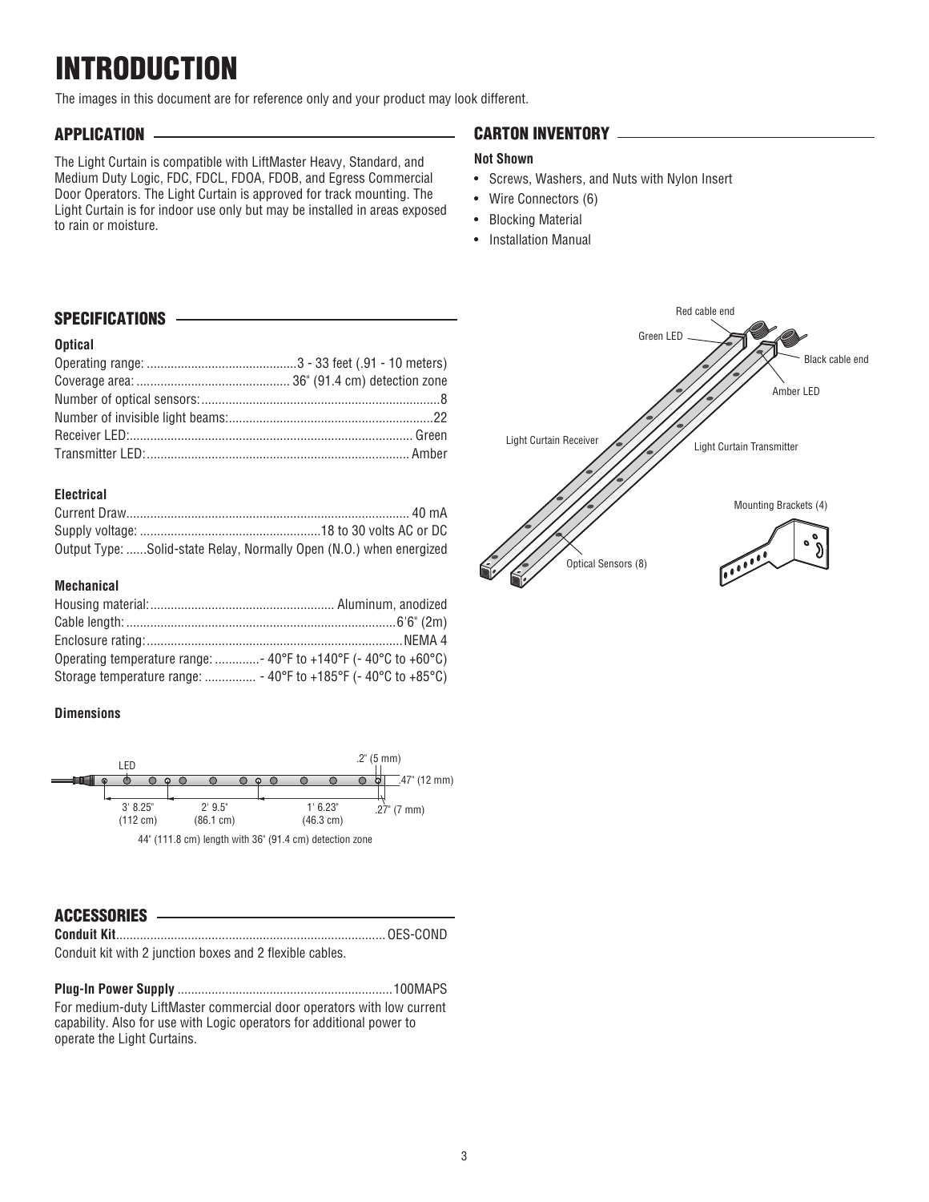# INTRODUCTION

The images in this document are for reference only and your product may look different.

## APPLICATION

The Light Curtain is compatible with LiftMaster Heavy, Standard, and Medium Duty Logic, FDC, FDCL, FDOA, FDOB, and Egress Commercial Door Operators. The Light Curtain is approved for track mounting. The Light Curtain is for indoor use only but may be installed in areas exposed to rain or moisture.

## CARTON INVENTORY

**Not Shown**

- Screws, Washers, and Nuts with Nylon Insert
- Wire Connectors (6)
- Blocking Material
- Installation Manual

## SPECIFICATIONS

### Optical

| | |
|---|---|
| Operating range: | 3 - 33 feet (.91 - 10 meters) |
| Coverage area: | 36" (91.4 cm) detection zone |
| Number of optical sensors: | 8 |
| Number of invisible light beams: | 22 |
| Receiver LED: | Green |
| Transmitter LED: | Amber |

### Electrical

| | |
|---|---|
| Current Draw | 40 mA |
| Supply voltage: | 18 to 30 volts AC or DC |
| Output Type: | Solid-state Relay, Normally Open (N.O.) when energized |

### Mechanical

| | |
|---|---|
| Housing material: | Aluminum, anodized |
| Cable length: | 6'6" (2m) |
| Enclosure rating: | NEMA 4 |
| Operating temperature range: | - 40°F to +140°F (- 40°C to +60°C) |
| Storage temperature range: | - 40°F to +185°F (- 40°C to +85°C) |

### Dimensions

LED — 3' 8.25" (112 cm) — 2' 9.5" (86.1 cm) — 1' 6.23" (46.3 cm) — .2" (5 mm) — .47" (12 mm) — .27" (7 mm)

44" (111.8 cm) length with 36" (91.4 cm) detection zone

Red cable end — Green LED — Black cable end — Amber LED — Light Curtain Receiver — Light Curtain Transmitter — Mounting Brackets (4) — Optical Sensors (8)

## ACCESSORIES

**Conduit Kit** .............................................................................. OES-COND

Conduit kit with 2 junction boxes and 2 flexible cables.

**Plug-In Power Supply** .............................................................. 100MAPS

For medium-duty LiftMaster commercial door operators with low current capability. Also for use with Logic operators for additional power to operate the Light Curtains.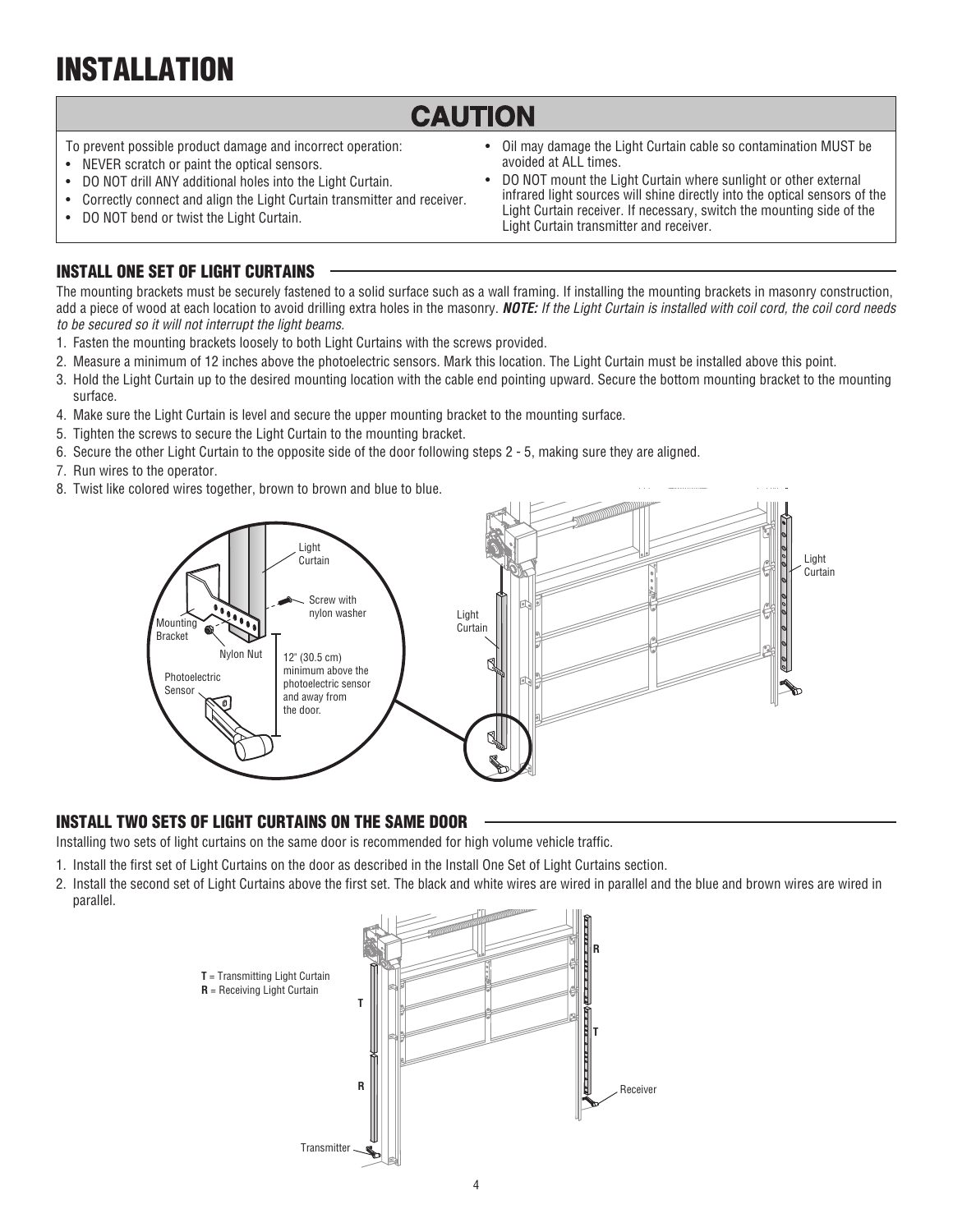# INSTALLATION

## CAUTION

To prevent possible product damage and incorrect operation:

- NEVER scratch or paint the optical sensors.
- DO NOT drill ANY additional holes into the Light Curtain.
- Correctly connect and align the Light Curtain transmitter and receiver.
- DO NOT bend or twist the Light Curtain.
- Oil may damage the Light Curtain cable so contamination MUST be avoided at ALL times.
- DO NOT mount the Light Curtain where sunlight or other external infrared light sources will shine directly into the optical sensors of the Light Curtain receiver. If necessary, switch the mounting side of the Light Curtain transmitter and receiver.

### INSTALL ONE SET OF LIGHT CURTAINS

The mounting brackets must be securely fastened to a solid surface such as a wall framing. If installing the mounting brackets in masonry construction, add a piece of wood at each location to avoid drilling extra holes in the masonry. ***NOTE:*** *If the Light Curtain is installed with coil cord, the coil cord needs to be secured so it will not interrupt the light beams.*

1. Fasten the mounting brackets loosely to both Light Curtains with the screws provided.
2. Measure a minimum of 12 inches above the photoelectric sensors. Mark this location. The Light Curtain must be installed above this point.
3. Hold the Light Curtain up to the desired mounting location with the cable end pointing upward. Secure the bottom mounting bracket to the mounting surface.
4. Make sure the Light Curtain is level and secure the upper mounting bracket to the mounting surface.
5. Tighten the screws to secure the Light Curtain to the mounting bracket.
6. Secure the other Light Curtain to the opposite side of the door following steps 2 - 5, making sure they are aligned.
7. Run wires to the operator.
8. Twist like colored wires together, brown to brown and blue to blue.

Light Curtain
Screw with nylon washer
Mounting Bracket
Nylon Nut
Photoelectric Sensor
12" (30.5 cm) minimum above the photoelectric sensor and away from the door.
Light Curtain
Light Curtain

### INSTALL TWO SETS OF LIGHT CURTAINS ON THE SAME DOOR

Installing two sets of light curtains on the same door is recommended for high volume vehicle traffic.

1. Install the first set of Light Curtains on the door as described in the Install One Set of Light Curtains section.
2. Install the second set of Light Curtains above the first set. The black and white wires are wired in parallel and the blue and brown wires are wired in parallel.

**T** = Transmitting Light Curtain
**R** = Receiving Light Curtain

Transmitter
Receiver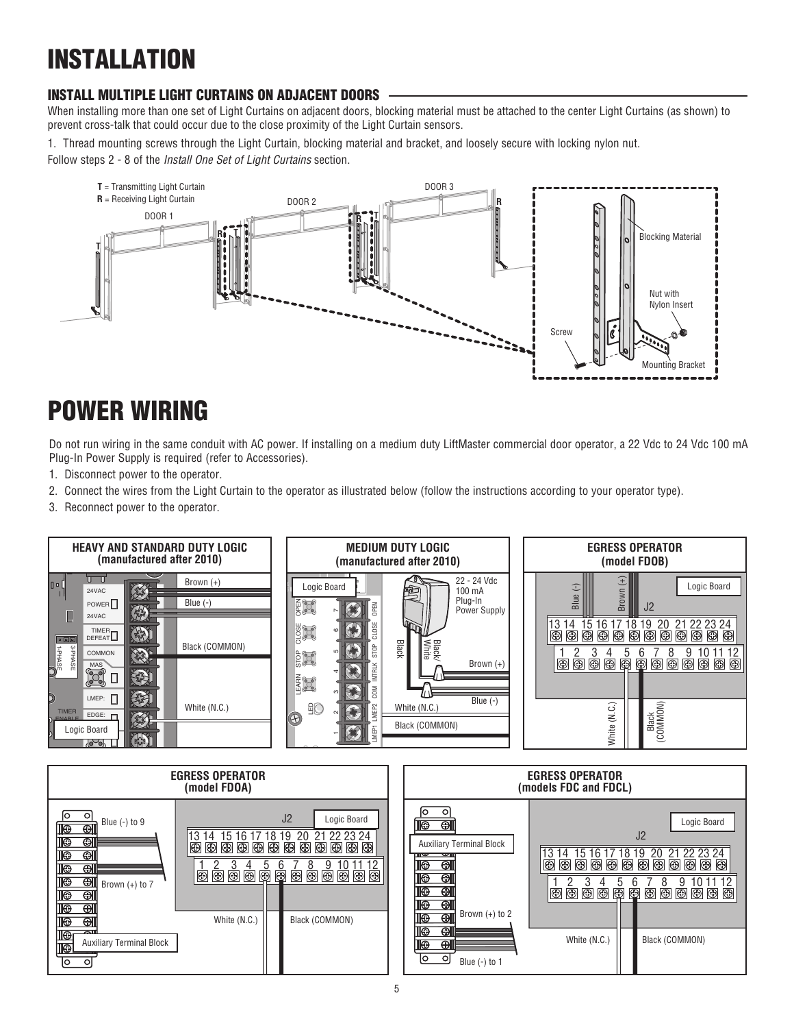# INSTALLATION

## INSTALL MULTIPLE LIGHT CURTAINS ON ADJACENT DOORS

When installing more than one set of Light Curtains on adjacent doors, blocking material must be attached to the center Light Curtains (as shown) to prevent cross-talk that could occur due to the close proximity of the Light Curtain sensors.

1. Thread mounting screws through the Light Curtain, blocking material and bracket, and loosely secure with locking nylon nut.

Follow steps 2 - 8 of the *Install One Set of Light Curtains* section.

# POWER WIRING

Do not run wiring in the same conduit with AC power. If installing on a medium duty LiftMaster commercial door operator, a 22 Vdc to 24 Vdc 100 mA Plug-In Power Supply is required (refer to Accessories).

1. Disconnect power to the operator.
2. Connect the wires from the Light Curtain to the operator as illustrated below (follow the instructions according to your operator type).
3. Reconnect power to the operator.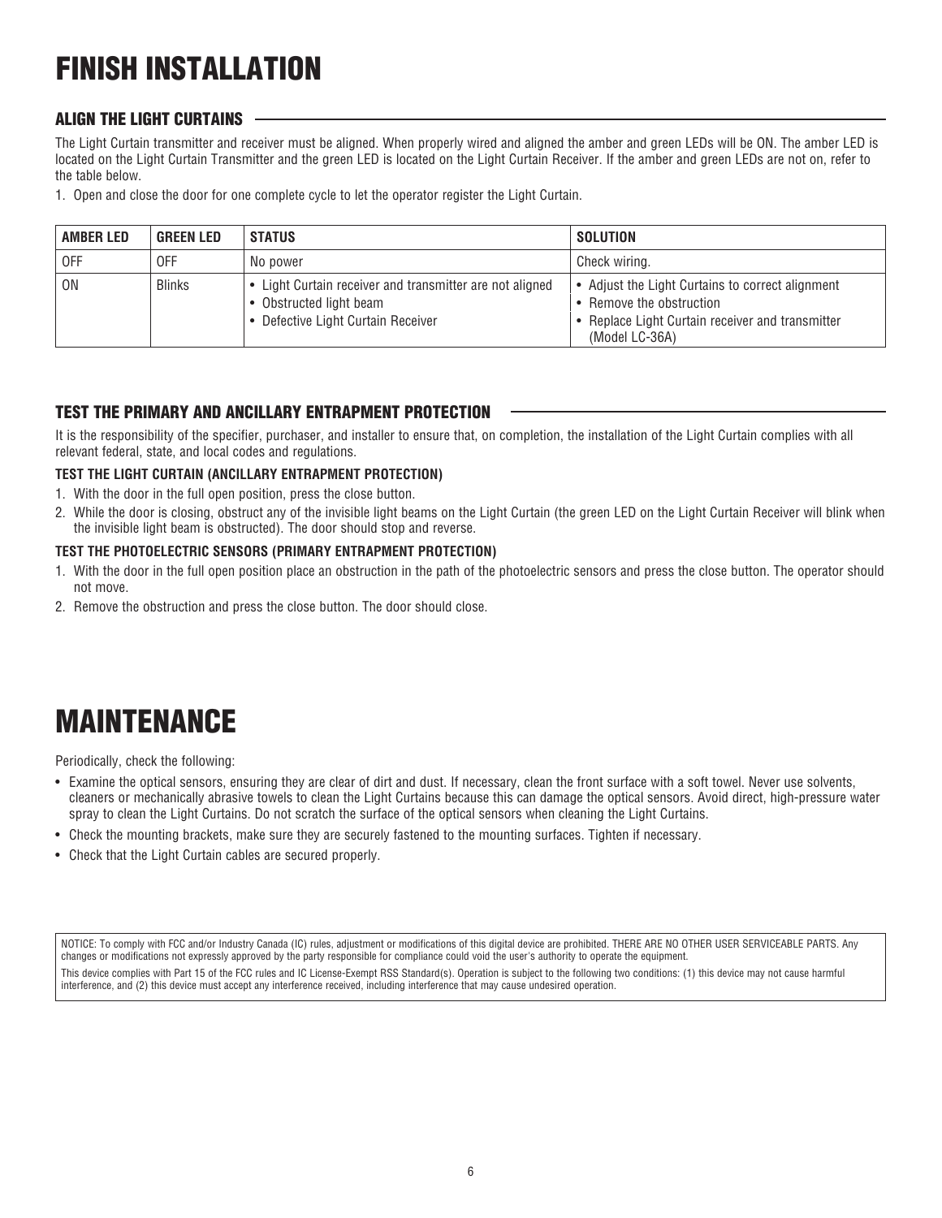# FINISH INSTALLATION

## ALIGN THE LIGHT CURTAINS

The Light Curtain transmitter and receiver must be aligned. When properly wired and aligned the amber and green LEDs will be ON. The amber LED is located on the Light Curtain Transmitter and the green LED is located on the Light Curtain Receiver. If the amber and green LEDs are not on, refer to the table below.

1. Open and close the door for one complete cycle to let the operator register the Light Curtain.

| AMBER LED | GREEN LED | STATUS | SOLUTION |
|---|---|---|---|
| OFF | OFF | No power | Check wiring. |
| ON | Blinks | • Light Curtain receiver and transmitter are not aligned<br>• Obstructed light beam<br>• Defective Light Curtain Receiver | • Adjust the Light Curtains to correct alignment<br>• Remove the obstruction<br>• Replace Light Curtain receiver and transmitter (Model LC-36A) |

## TEST THE PRIMARY AND ANCILLARY ENTRAPMENT PROTECTION

It is the responsibility of the specifier, purchaser, and installer to ensure that, on completion, the installation of the Light Curtain complies with all relevant federal, state, and local codes and regulations.

### TEST THE LIGHT CURTAIN (ANCILLARY ENTRAPMENT PROTECTION)

1. With the door in the full open position, press the close button.
2. While the door is closing, obstruct any of the invisible light beams on the Light Curtain (the green LED on the Light Curtain Receiver will blink when the invisible light beam is obstructed). The door should stop and reverse.

### TEST THE PHOTOELECTRIC SENSORS (PRIMARY ENTRAPMENT PROTECTION)

1. With the door in the full open position place an obstruction in the path of the photoelectric sensors and press the close button. The operator should not move.
2. Remove the obstruction and press the close button. The door should close.

# MAINTENANCE

Periodically, check the following:

- Examine the optical sensors, ensuring they are clear of dirt and dust. If necessary, clean the front surface with a soft towel. Never use solvents, cleaners or mechanically abrasive towels to clean the Light Curtains because this can damage the optical sensors. Avoid direct, high-pressure water spray to clean the Light Curtains. Do not scratch the surface of the optical sensors when cleaning the Light Curtains.
- Check the mounting brackets, make sure they are securely fastened to the mounting surfaces. Tighten if necessary.
- Check that the Light Curtain cables are secured properly.

NOTICE: To comply with FCC and/or Industry Canada (IC) rules, adjustment or modifications of this digital device are prohibited. THERE ARE NO OTHER USER SERVICEABLE PARTS. Any changes or modifications not expressly approved by the party responsible for compliance could void the user's authority to operate the equipment.

This device complies with Part 15 of the FCC rules and IC License-Exempt RSS Standard(s). Operation is subject to the following two conditions: (1) this device may not cause harmful interference, and (2) this device must accept any interference received, including interference that may cause undesired operation.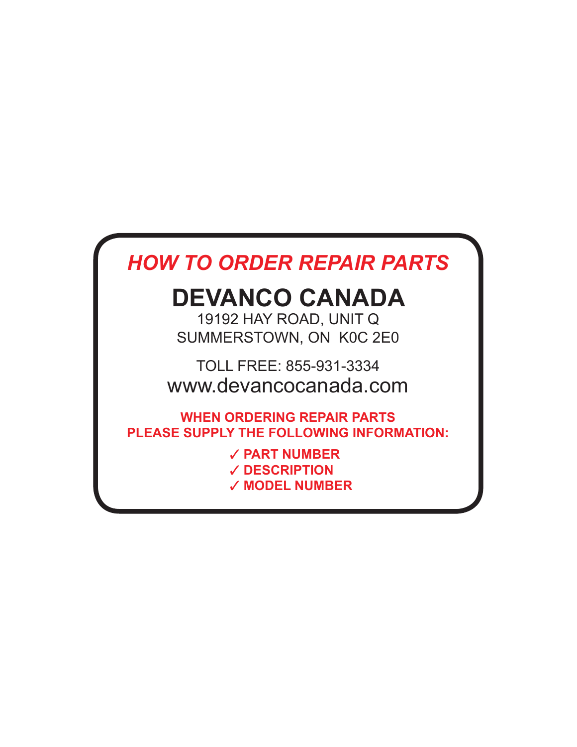# *HOW TO ORDER REPAIR PARTS*

## DEVANCO CANADA

19192 HAY ROAD, UNIT Q
SUMMERSTOWN, ON K0C 2E0

TOLL FREE: 855-931-3334
www.devancocanada.com

**WHEN ORDERING REPAIR PARTS**
**PLEASE SUPPLY THE FOLLOWING INFORMATION:**

- ✓ **PART NUMBER**
- ✓ **DESCRIPTION**
- ✓ **MODEL NUMBER**